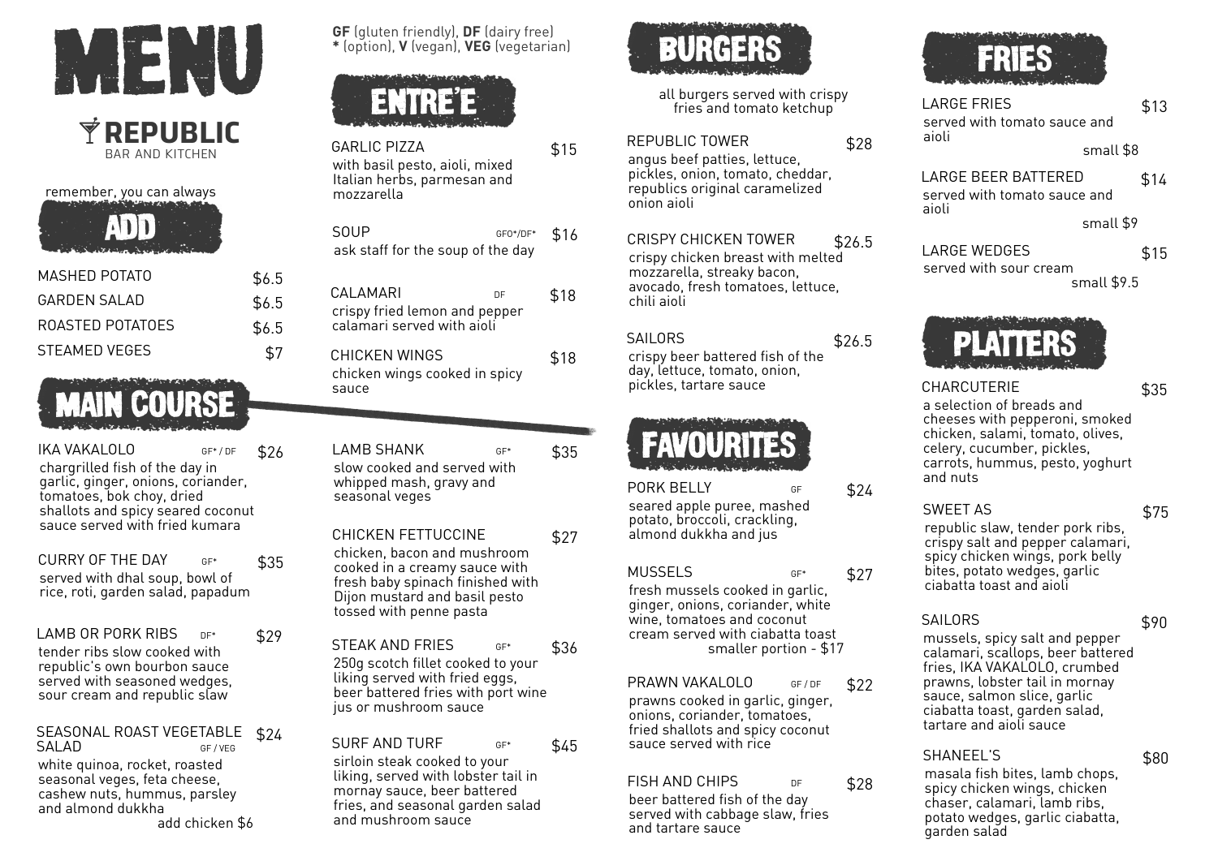# MENU

**REPUBLIC**
BAR AND KITCHEN

remember, you can always

## ADD

| | |
|---|---|
| MASHED POTATO | $6.5 |
| GARDEN SALAD | $6.5 |
| ROASTED POTATOES | $6.5 |
| STEAMED VEGES | $7 |

**GF** (gluten friendly), **DF** (dairy free)
**\*** (option), **V** (vegan), **VEG** (vegetarian)

## ENTRE'E

**GARLIC PIZZA** — $15
with basil pesto, aioli, mixed Italian herbs, parmesan and mozzarella

**SOUP** GFO*/DF* — $16
ask staff for the soup of the day

**CALAMARI** DF — $18
crispy fried lemon and pepper calamari served with aioli

**CHICKEN WINGS** — $18
chicken wings cooked in spicy sauce

## MAIN COURSE

**IKA VAKALOLO** GF* / DF — $26
chargrilled fish of the day in garlic, ginger, onions, coriander, tomatoes, bok choy, dried shallots and spicy seared coconut sauce served with fried kumara

**CURRY OF THE DAY** GF* — $35
served with dhal soup, bowl of rice, roti, garden salad, papadum

**LAMB OR PORK RIBS** DF* — $29
tender ribs slow cooked with republic's own bourbon sauce served with seasoned wedges, sour cream and republic slaw

**SEASONAL ROAST VEGETABLE SALAD** GF / VEG — $24
white quinoa, rocket, roasted seasonal veges, feta cheese, cashew nuts, hummus, parsley and almond dukkha
add chicken $6

**LAMB SHANK** GF* — $35
slow cooked and served with whipped mash, gravy and seasonal veges

**CHICKEN FETTUCCINE** — $27
chicken, bacon and mushroom cooked in a creamy sauce with fresh baby spinach finished with Dijon mustard and basil pesto tossed with penne pasta

**STEAK AND FRIES** GF* — $36
250g scotch fillet cooked to your liking served with fried eggs, beer battered fries with port wine jus or mushroom sauce

**SURF AND TURF** GF* — $45
sirloin steak cooked to your liking, served with lobster tail in mornay sauce, beer battered fries, and seasonal garden salad and mushroom sauce

## BURGERS

all burgers served with crispy fries and tomato ketchup

**REPUBLIC TOWER** — $28
angus beef patties, lettuce, pickles, onion, tomato, cheddar, republics original caramelized onion aioli

**CRISPY CHICKEN TOWER** — $26.5
crispy chicken breast with melted mozzarella, streaky bacon, avocado, fresh tomatoes, lettuce, chili aioli

**SAILORS** — $26.5
crispy beer battered fish of the day, lettuce, tomato, onion, pickles, tartare sauce

## FAVOURITES

**PORK BELLY** GF — $24
seared apple puree, mashed potato, broccoli, crackling, almond dukkha and jus

**MUSSELS** GF* — $27
fresh mussels cooked in garlic, ginger, onions, coriander, white wine, tomatoes and coconut cream served with ciabatta toast
smaller portion - $17

**PRAWN VAKALOLO** GF / DF — $22
prawns cooked in garlic, ginger, onions, coriander, tomatoes, fried shallots and spicy coconut sauce served with rice

**FISH AND CHIPS** DF — $28
beer battered fish of the day served with cabbage slaw, fries and tartare sauce

## FRIES

**LARGE FRIES** — $13
served with tomato sauce and aioli
small $8

**LARGE BEER BATTERED** — $14
served with tomato sauce and aioli
small $9

**LARGE WEDGES** — $15
served with sour cream
small $9.5

## PLATTERS

**CHARCUTERIE** — $35
a selection of breads and cheeses with pepperoni, smoked chicken, salami, tomato, olives, celery, cucumber, pickles, carrots, hummus, pesto, yoghurt and nuts

**SWEET AS** — $75
republic slaw, tender pork ribs, crispy salt and pepper calamari, spicy chicken wings, pork belly bites, potato wedges, garlic ciabatta toast and aioli

**SAILORS** — $90
mussels, spicy salt and pepper calamari, scallops, beer battered fries, IKA VAKALOLO, crumbed prawns, lobster tail in mornay sauce, salmon slice, garlic ciabatta toast, garden salad, tartare and aioli sauce

**SHANEEL'S** — $80
masala fish bites, lamb chops, spicy chicken wings, chicken chaser, calamari, lamb ribs, potato wedges, garlic ciabatta, garden salad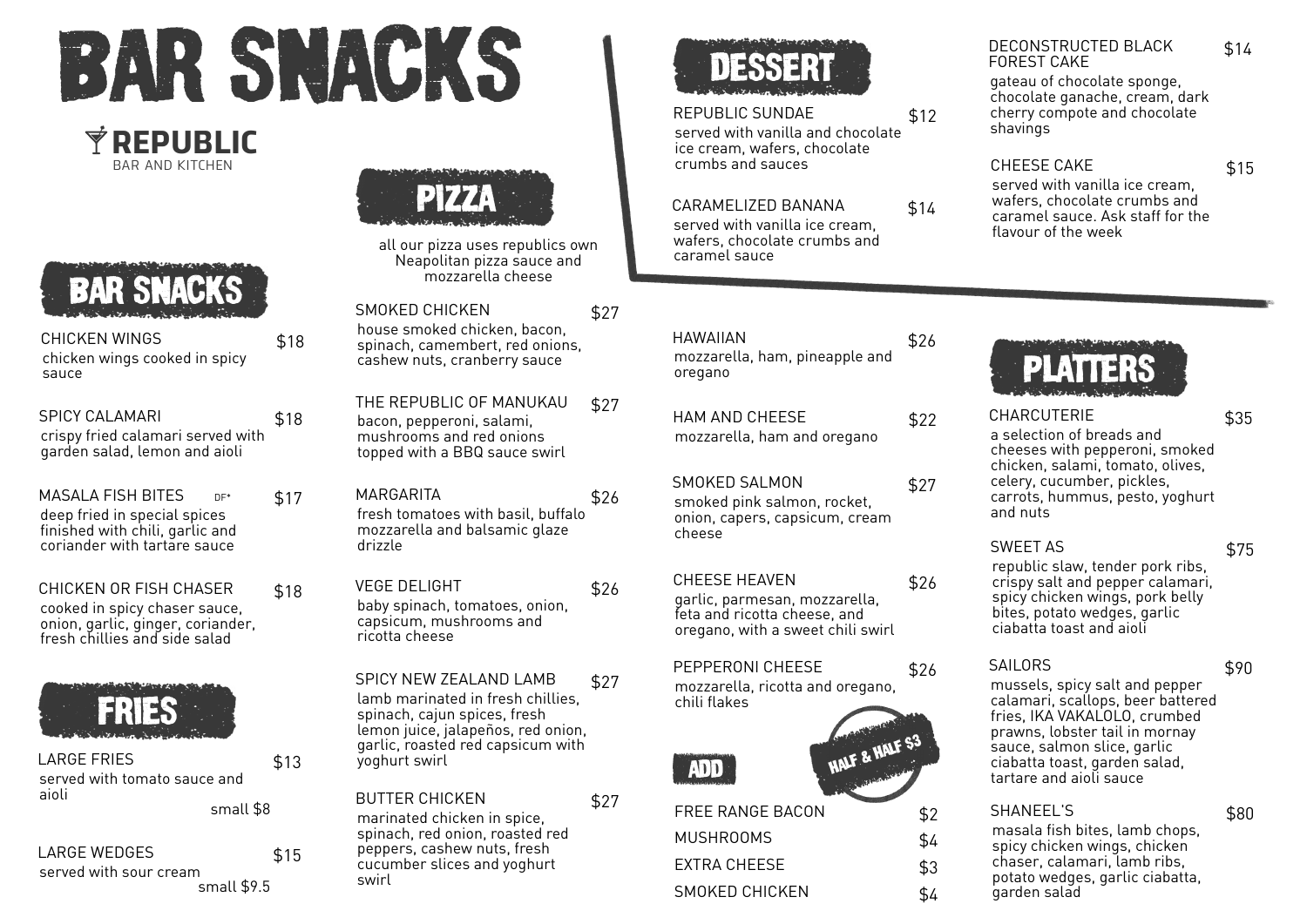# BAR SNACKS

REPUBLIC
BAR AND KITCHEN

## BAR SNACKS

**CHICKEN WINGS** $18
chicken wings cooked in spicy sauce

**SPICY CALAMARI** $18
crispy fried calamari served with garden salad, lemon and aioli

**MASALA FISH BITES** DF* $17
deep fried in special spices finished with chili, garlic and coriander with tartare sauce

**CHICKEN OR FISH CHASER** $18
cooked in spicy chaser sauce, onion, garlic, ginger, coriander, fresh chillies and side salad

## FRIES

**LARGE FRIES** $13
served with tomato sauce and aioli
small $8

**LARGE WEDGES** $15
served with sour cream
small $9.5

## PIZZA

all our pizza uses republics own Neapolitan pizza sauce and mozzarella cheese

**SMOKED CHICKEN** $27
house smoked chicken, bacon, spinach, camembert, red onions, cashew nuts, cranberry sauce

**THE REPUBLIC OF MANUKAU** $27
bacon, pepperoni, salami, mushrooms and red onions topped with a BBQ sauce swirl

**MARGARITA** $26
fresh tomatoes with basil, buffalo mozzarella and balsamic glaze drizzle

**VEGE DELIGHT** $26
baby spinach, tomatoes, onion, capsicum, mushrooms and ricotta cheese

**SPICY NEW ZEALAND LAMB** $27
lamb marinated in fresh chillies, spinach, cajun spices, fresh lemon juice, jalapeños, red onion, garlic, roasted red capsicum with yoghurt swirl

**BUTTER CHICKEN** $27
marinated chicken in spice, spinach, red onion, roasted red peppers, cashew nuts, fresh cucumber slices and yoghurt swirl

**HAWAIIAN** $26
mozzarella, ham, pineapple and oregano

**HAM AND CHEESE** $22
mozzarella, ham and oregano

**SMOKED SALMON** $27
smoked pink salmon, rocket, onion, capers, capsicum, cream cheese

**CHEESE HEAVEN** $26
garlic, parmesan, mozzarella, feta and ricotta cheese, and oregano, with a sweet chili swirl

**PEPPERONI CHEESE** $26
mozzarella, ricotta and oregano, chili flakes

### ADD

HALF & HALF $3

| Item | Price |
| --- | --- |
| FREE RANGE BACON | $2 |
| MUSHROOMS | $4 |
| EXTRA CHEESE | $3 |
| SMOKED CHICKEN | $4 |

## DESSERT

**REPUBLIC SUNDAE** $12
served with vanilla and chocolate ice cream, wafers, chocolate crumbs and sauces

**CARAMELIZED BANANA** $14
served with vanilla ice cream, wafers, chocolate crumbs and caramel sauce

**DECONSTRUCTED BLACK FOREST CAKE** $14
gateau of chocolate sponge, chocolate ganache, cream, dark cherry compote and chocolate shavings

**CHEESE CAKE** $15
served with vanilla ice cream, wafers, chocolate crumbs and caramel sauce. Ask staff for the flavour of the week

## PLATTERS

**CHARCUTERIE** $35
a selection of breads and cheeses with pepperoni, smoked chicken, salami, tomato, olives, celery, cucumber, pickles, carrots, hummus, pesto, yoghurt and nuts

**SWEET AS** $75
republic slaw, tender pork ribs, crispy salt and pepper calamari, spicy chicken wings, pork belly bites, potato wedges, garlic ciabatta toast and aioli

**SAILORS** $90
mussels, spicy salt and pepper calamari, scallops, beer battered fries, IKA VAKALOLO, crumbed prawns, lobster tail in mornay sauce, salmon slice, garlic ciabatta toast, garden salad, tartare and aioli sauce

**SHANEEL'S** $80
masala fish bites, lamb chops, spicy chicken wings, chicken chaser, calamari, lamb ribs, potato wedges, garlic ciabatta, garden salad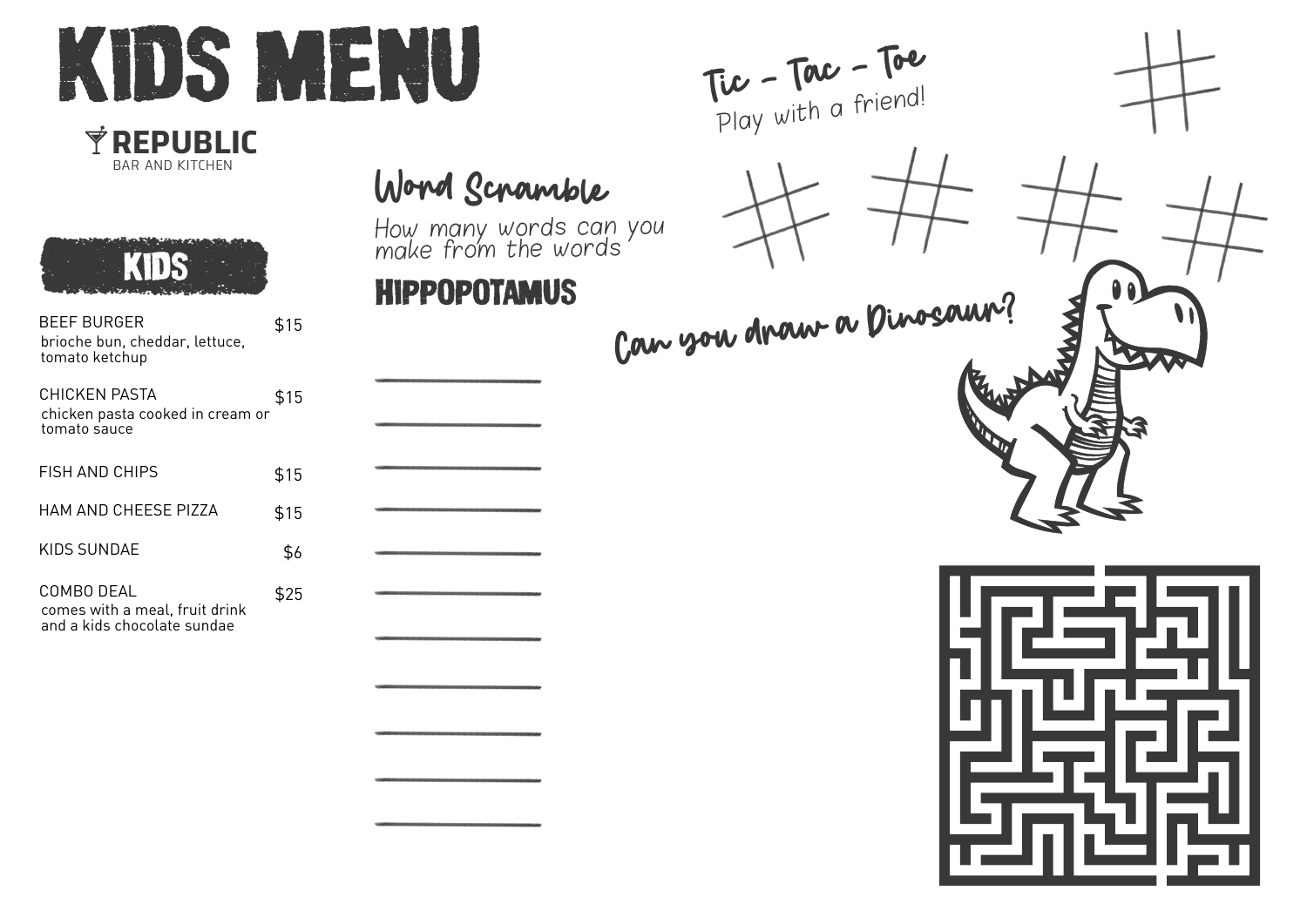# KIDS MENU

REPUBLIC
BAR AND KITCHEN

## KIDS

BEEF BURGER $15
brioche bun, cheddar, lettuce, tomato ketchup

CHICKEN PASTA $15
chicken pasta cooked in cream or tomato sauce

FISH AND CHIPS $15

HAM AND CHEESE PIZZA $15

KIDS SUNDAE $6

COMBO DEAL $25
comes with a meal, fruit drink and a kids chocolate sundae

## Word Scramble

How many words can you make from the words

**HIPPOPOTAMUS**

## Tic - Tac - Toe

Play with a friend!

## Can you draw a Dinosaur?